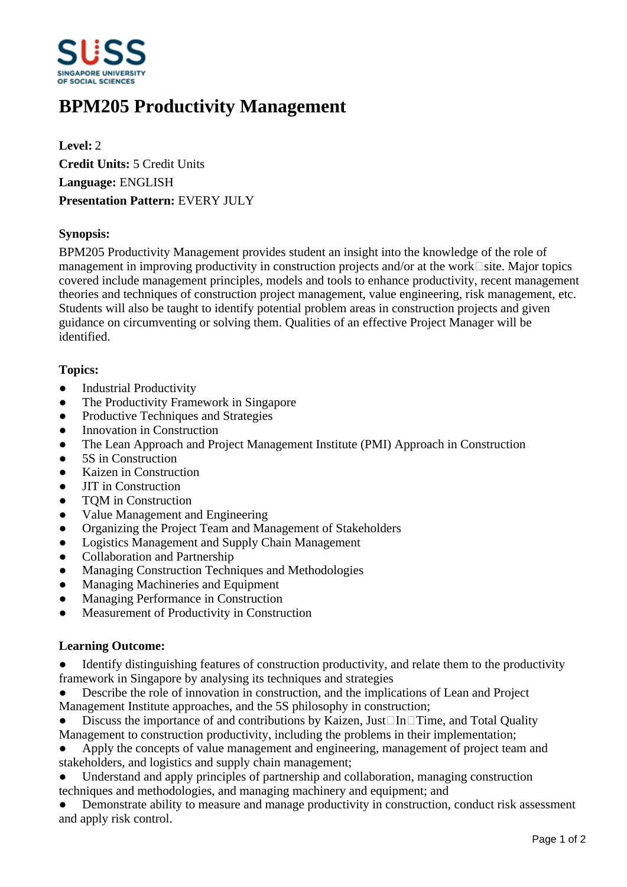# BPM205 Productivity Management

**Level:** 2
**Credit Units:** 5 Credit Units
**Language:** ENGLISH
**Presentation Pattern:** EVERY JULY

**Synopsis:**

BPM205 Productivity Management provides student an insight into the knowledge of the role of management in improving productivity in construction projects and/or at the work-site. Major topics covered include management principles, models and tools to enhance productivity, recent management theories and techniques of construction project management, value engineering, risk management, etc. Students will also be taught to identify potential problem areas in construction projects and given guidance on circumventing or solving them. Qualities of an effective Project Manager will be identified.

**Topics:**

- Industrial Productivity
- The Productivity Framework in Singapore
- Productive Techniques and Strategies
- Innovation in Construction
- The Lean Approach and Project Management Institute (PMI) Approach in Construction
- 5S in Construction
- Kaizen in Construction
- JIT in Construction
- TQM in Construction
- Value Management and Engineering
- Organizing the Project Team and Management of Stakeholders
- Logistics Management and Supply Chain Management
- Collaboration and Partnership
- Managing Construction Techniques and Methodologies
- Managing Machineries and Equipment
- Managing Performance in Construction
- Measurement of Productivity in Construction

**Learning Outcome:**

- Identify distinguishing features of construction productivity, and relate them to the productivity framework in Singapore by analysing its techniques and strategies
- Describe the role of innovation in construction, and the implications of Lean and Project Management Institute approaches, and the 5S philosophy in construction;
- Discuss the importance of and contributions by Kaizen, Just-In-Time, and Total Quality Management to construction productivity, including the problems in their implementation;
- Apply the concepts of value management and engineering, management of project team and stakeholders, and logistics and supply chain management;
- Understand and apply principles of partnership and collaboration, managing construction techniques and methodologies, and managing machinery and equipment; and
- Demonstrate ability to measure and manage productivity in construction, conduct risk assessment and apply risk control.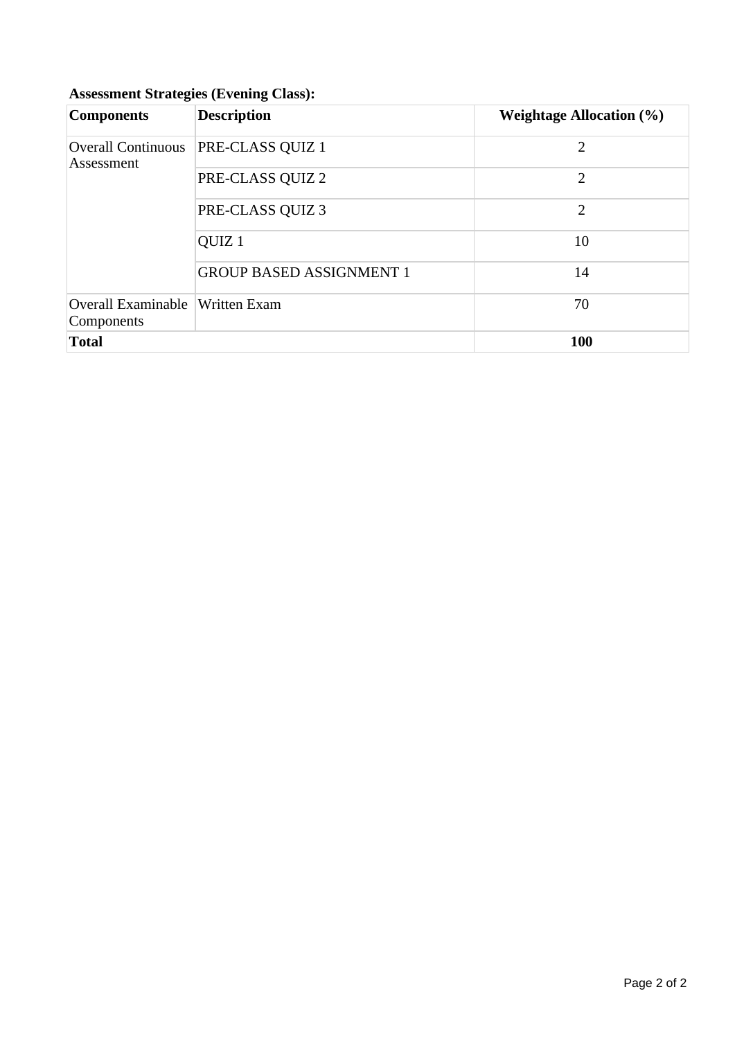**Assessment Strategies (Evening Class):**

| Components | Description | Weightage Allocation (%) |
|---|---|---|
| Overall Continuous Assessment | PRE-CLASS QUIZ 1 | 2 |
| | PRE-CLASS QUIZ 2 | 2 |
| | PRE-CLASS QUIZ 3 | 2 |
| | QUIZ 1 | 10 |
| | GROUP BASED ASSIGNMENT 1 | 14 |
| Overall Examinable Components | Written Exam | 70 |
| **Total** | | **100** |